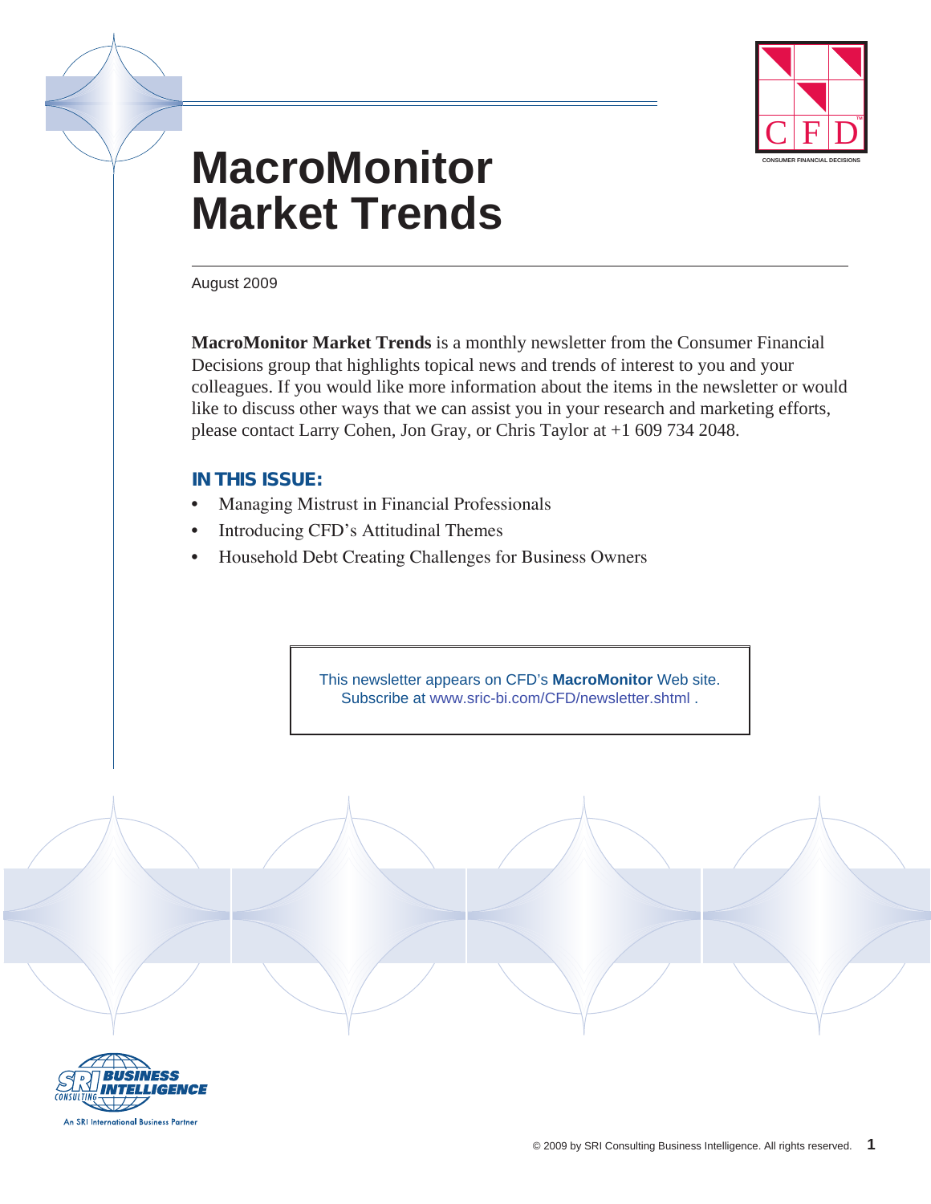# MacroMonitor Market Trends

August 2009

**MacroMonitor Market Trends** is a monthly newsletter from the Consumer Financial Decisions group that highlights topical news and trends of interest to you and your colleagues. If you would like more information about the items in the newsletter or would like to discuss other ways that we can assist you in your research and marketing efforts, please contact Larry Cohen, Jon Gray, or Chris Taylor at +1 609 734 2048.

## IN THIS ISSUE:

- Managing Mistrust in Financial Professionals
- Introducing CFD's Attitudinal Themes
- Household Debt Creating Challenges for Business Owners

This newsletter appears on CFD's **MacroMonitor** Web site. Subscribe at www.sric-bi.com/CFD/newsletter.shtml .

© 2009 by SRI Consulting Business Intelligence. All rights reserved.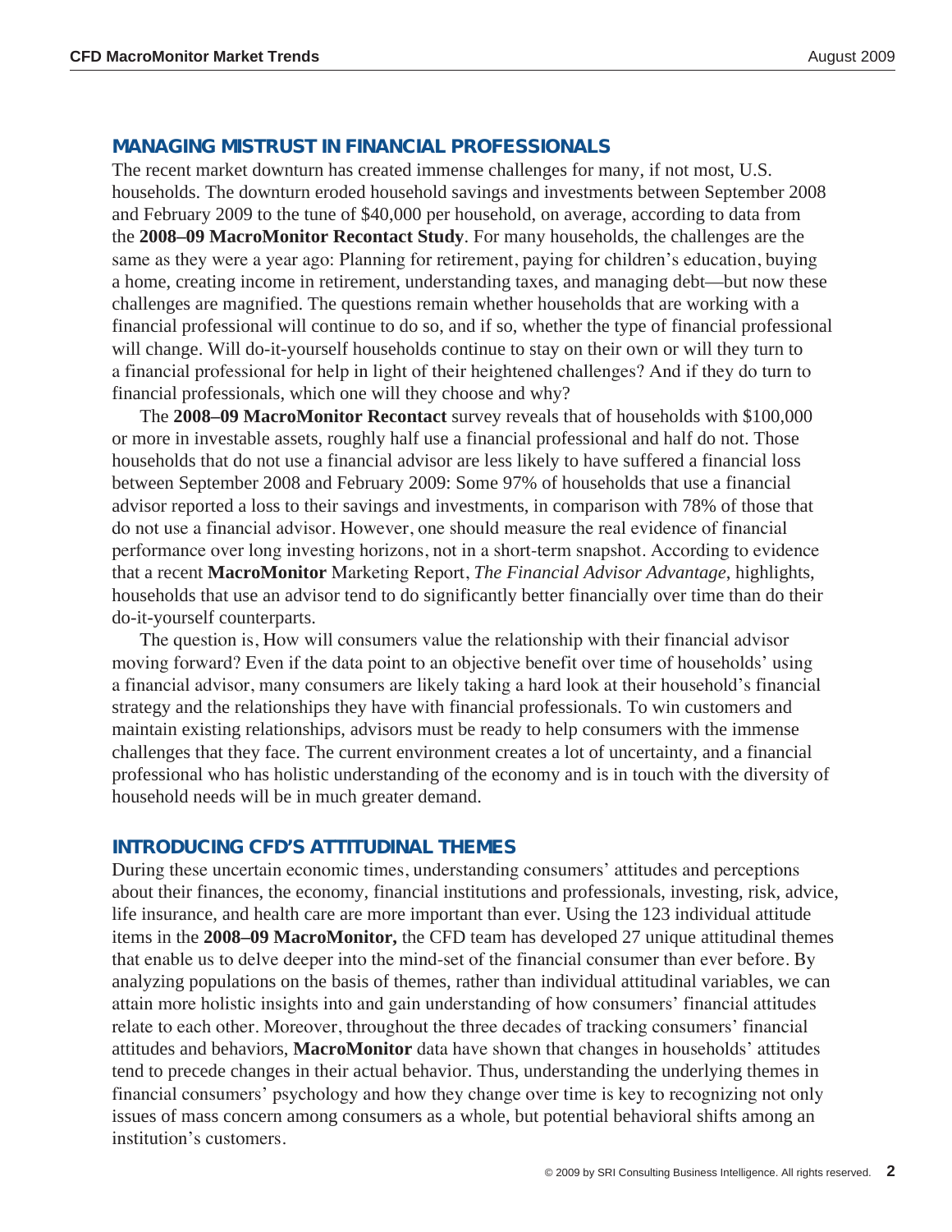## MANAGING MISTRUST IN FINANCIAL PROFESSIONALS

The recent market downturn has created immense challenges for many, if not most, U.S. households. The downturn eroded household savings and investments between September 2008 and February 2009 to the tune of $40,000 per household, on average, according to data from the **2008–09 MacroMonitor Recontact Study**. For many households, the challenges are the same as they were a year ago: Planning for retirement, paying for children's education, buying a home, creating income in retirement, understanding taxes, and managing debt—but now these challenges are magnified. The questions remain whether households that are working with a financial professional will continue to do so, and if so, whether the type of financial professional will change. Will do-it-yourself households continue to stay on their own or will they turn to a financial professional for help in light of their heightened challenges? And if they do turn to financial professionals, which one will they choose and why?

The **2008–09 MacroMonitor Recontact** survey reveals that of households with $100,000 or more in investable assets, roughly half use a financial professional and half do not. Those households that do not use a financial advisor are less likely to have suffered a financial loss between September 2008 and February 2009: Some 97% of households that use a financial advisor reported a loss to their savings and investments, in comparison with 78% of those that do not use a financial advisor. However, one should measure the real evidence of financial performance over long investing horizons, not in a short-term snapshot. According to evidence that a recent **MacroMonitor** Marketing Report, *The Financial Advisor Advantage*, highlights, households that use an advisor tend to do significantly better financially over time than do their do-it-yourself counterparts.

The question is, How will consumers value the relationship with their financial advisor moving forward? Even if the data point to an objective benefit over time of households' using a financial advisor, many consumers are likely taking a hard look at their household's financial strategy and the relationships they have with financial professionals. To win customers and maintain existing relationships, advisors must be ready to help consumers with the immense challenges that they face. The current environment creates a lot of uncertainty, and a financial professional who has holistic understanding of the economy and is in touch with the diversity of household needs will be in much greater demand.

## INTRODUCING CFD'S ATTITUDINAL THEMES

During these uncertain economic times, understanding consumers' attitudes and perceptions about their finances, the economy, financial institutions and professionals, investing, risk, advice, life insurance, and health care are more important than ever. Using the 123 individual attitude items in the **2008–09 MacroMonitor,** the CFD team has developed 27 unique attitudinal themes that enable us to delve deeper into the mind-set of the financial consumer than ever before. By analyzing populations on the basis of themes, rather than individual attitudinal variables, we can attain more holistic insights into and gain understanding of how consumers' financial attitudes relate to each other. Moreover, throughout the three decades of tracking consumers' financial attitudes and behaviors, **MacroMonitor** data have shown that changes in households' attitudes tend to precede changes in their actual behavior. Thus, understanding the underlying themes in financial consumers' psychology and how they change over time is key to recognizing not only issues of mass concern among consumers as a whole, but potential behavioral shifts among an institution's customers.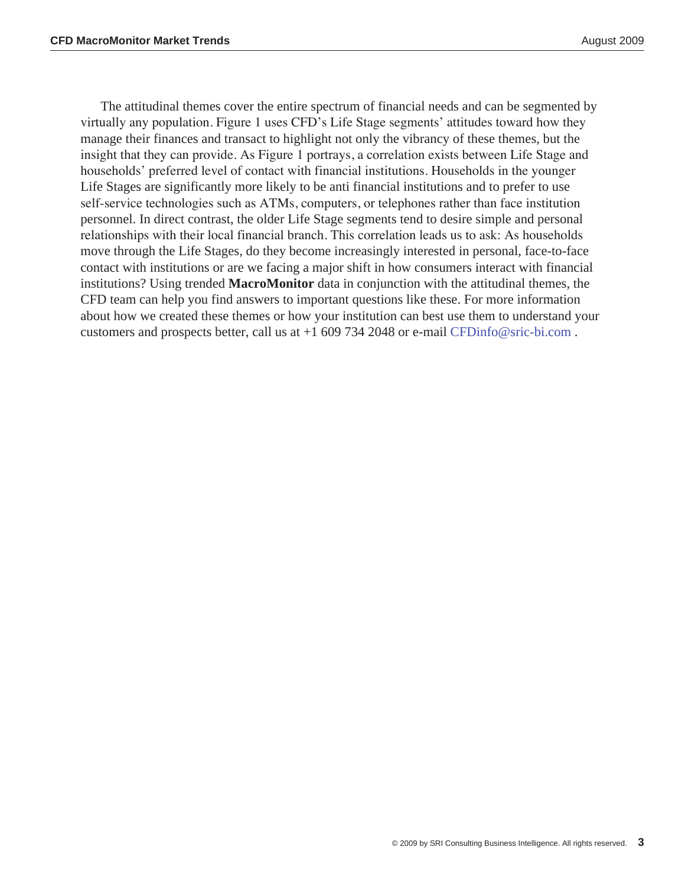The attitudinal themes cover the entire spectrum of financial needs and can be segmented by virtually any population. Figure 1 uses CFD's Life Stage segments' attitudes toward how they manage their finances and transact to highlight not only the vibrancy of these themes, but the insight that they can provide. As Figure 1 portrays, a correlation exists between Life Stage and households' preferred level of contact with financial institutions. Households in the younger Life Stages are significantly more likely to be anti financial institutions and to prefer to use self-service technologies such as ATMs, computers, or telephones rather than face institution personnel. In direct contrast, the older Life Stage segments tend to desire simple and personal relationships with their local financial branch. This correlation leads us to ask: As households move through the Life Stages, do they become increasingly interested in personal, face-to-face contact with institutions or are we facing a major shift in how consumers interact with financial institutions? Using trended **MacroMonitor** data in conjunction with the attitudinal themes, the CFD team can help you find answers to important questions like these. For more information about how we created these themes or how your institution can best use them to understand your customers and prospects better, call us at +1 609 734 2048 or e-mail CFDinfo@sric-bi.com .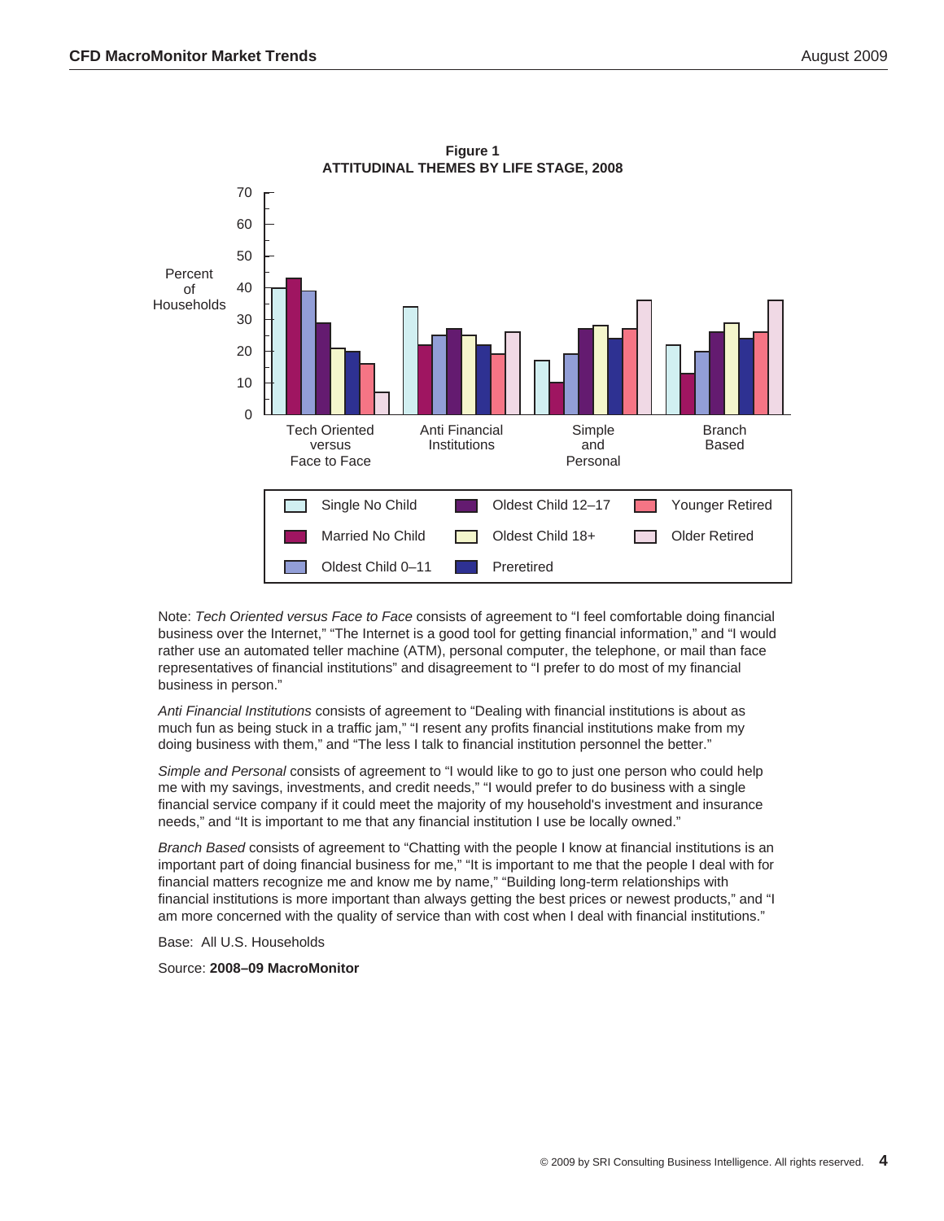**Figure 1**
**ATTITUDINAL THEMES BY LIFE STAGE, 2008**

Note: *Tech Oriented versus Face to Face* consists of agreement to "I feel comfortable doing financial business over the Internet," "The Internet is a good tool for getting financial information," and "I would rather use an automated teller machine (ATM), personal computer, the telephone, or mail than face representatives of financial institutions" and disagreement to "I prefer to do most of my financial business in person."

*Anti Financial Institutions* consists of agreement to "Dealing with financial institutions is about as much fun as being stuck in a traffic jam," "I resent any profits financial institutions make from my doing business with them," and "The less I talk to financial institution personnel the better."

*Simple and Personal* consists of agreement to "I would like to go to just one person who could help me with my savings, investments, and credit needs," "I would prefer to do business with a single financial service company if it could meet the majority of my household's investment and insurance needs," and "It is important to me that any financial institution I use be locally owned."

*Branch Based* consists of agreement to "Chatting with the people I know at financial institutions is an important part of doing financial business for me," "It is important to me that the people I deal with for financial matters recognize me and know me by name," "Building long-term relationships with financial institutions is more important than always getting the best prices or newest products," and "I am more concerned with the quality of service than with cost when I deal with financial institutions."

Base: All U.S. Households

Source: **2008–09 MacroMonitor**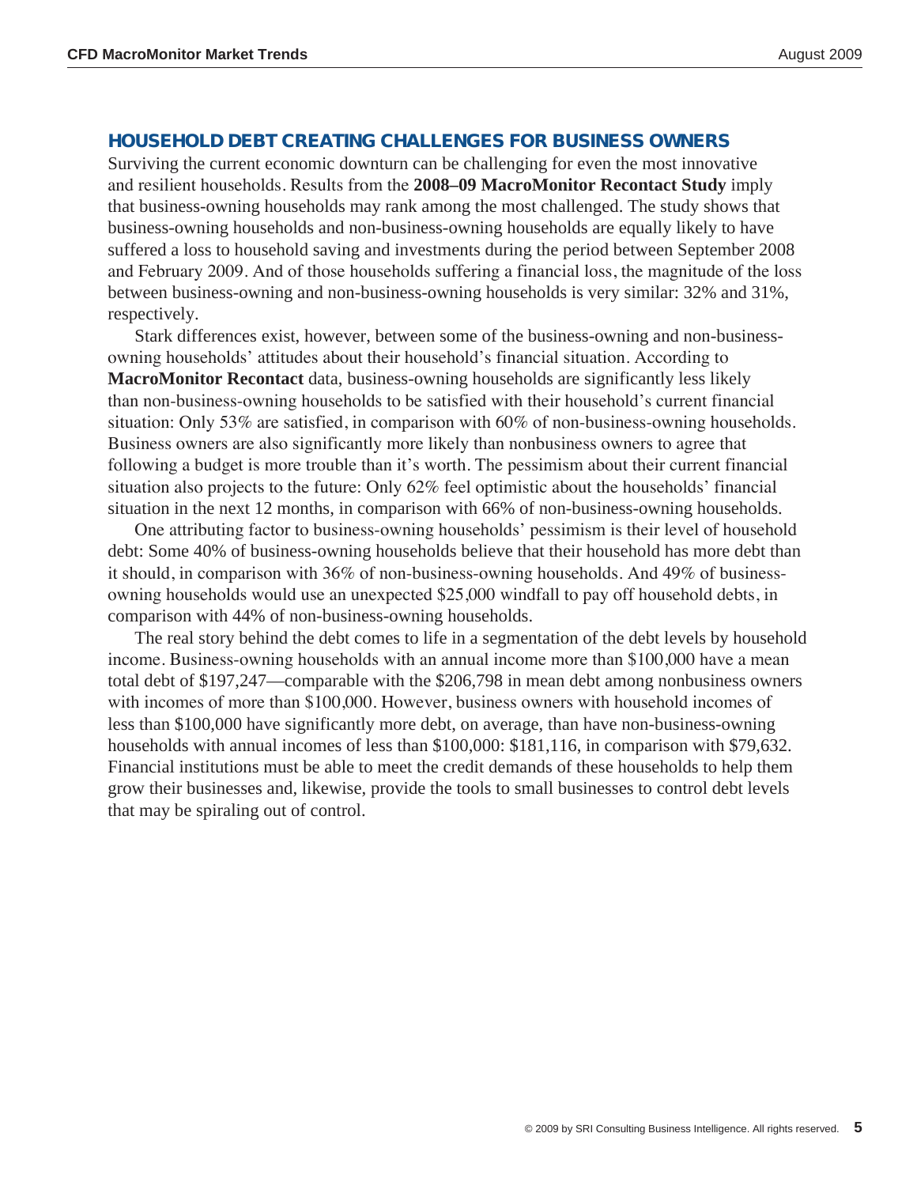## HOUSEHOLD DEBT CREATING CHALLENGES FOR BUSINESS OWNERS

Surviving the current economic downturn can be challenging for even the most innovative and resilient households. Results from the **2008–09 MacroMonitor Recontact Study** imply that business-owning households may rank among the most challenged. The study shows that business-owning households and non-business-owning households are equally likely to have suffered a loss to household saving and investments during the period between September 2008 and February 2009. And of those households suffering a financial loss, the magnitude of the loss between business-owning and non-business-owning households is very similar: 32% and 31%, respectively.

Stark differences exist, however, between some of the business-owning and non-business-owning households' attitudes about their household's financial situation. According to **MacroMonitor Recontact** data, business-owning households are significantly less likely than non-business-owning households to be satisfied with their household's current financial situation: Only 53% are satisfied, in comparison with 60% of non-business-owning households. Business owners are also significantly more likely than nonbusiness owners to agree that following a budget is more trouble than it's worth. The pessimism about their current financial situation also projects to the future: Only 62% feel optimistic about the households' financial situation in the next 12 months, in comparison with 66% of non-business-owning households.

One attributing factor to business-owning households' pessimism is their level of household debt: Some 40% of business-owning households believe that their household has more debt than it should, in comparison with 36% of non-business-owning households. And 49% of business-owning households would use an unexpected $25,000 windfall to pay off household debts, in comparison with 44% of non-business-owning households.

The real story behind the debt comes to life in a segmentation of the debt levels by household income. Business-owning households with an annual income more than $100,000 have a mean total debt of $197,247—comparable with the $206,798 in mean debt among nonbusiness owners with incomes of more than $100,000. However, business owners with household incomes of less than $100,000 have significantly more debt, on average, than have non-business-owning households with annual incomes of less than $100,000: $181,116, in comparison with $79,632. Financial institutions must be able to meet the credit demands of these households to help them grow their businesses and, likewise, provide the tools to small businesses to control debt levels that may be spiraling out of control.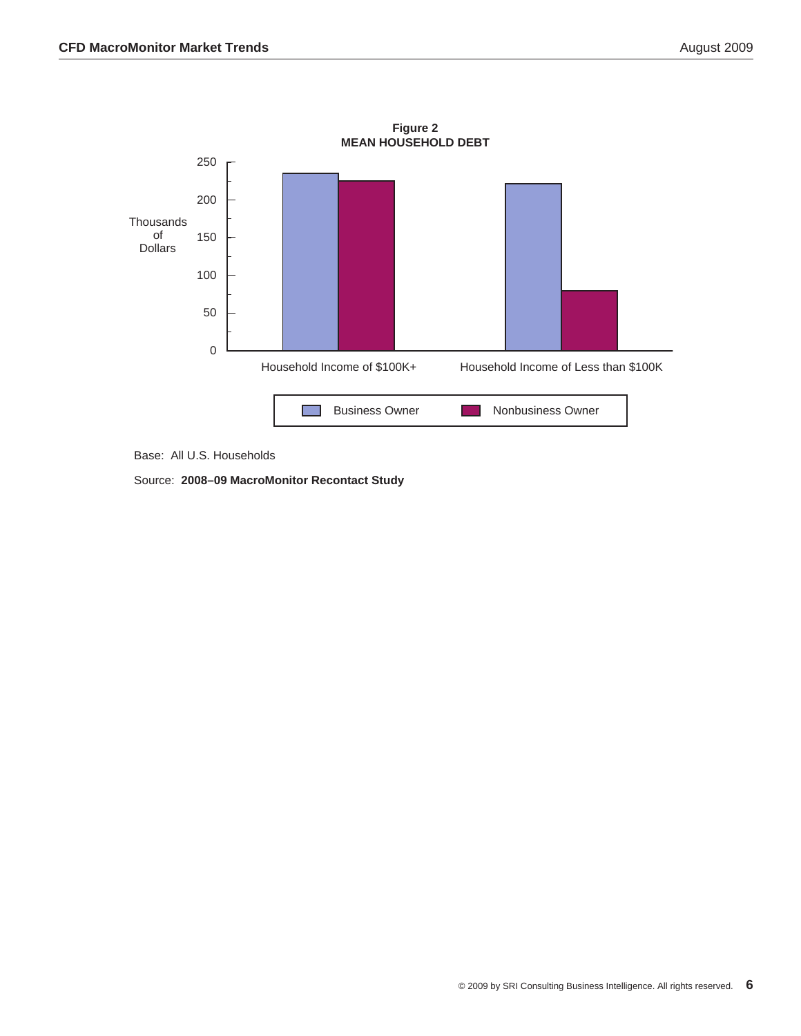**Figure 2**
**MEAN HOUSEHOLD DEBT**

Thousands of Dollars

250
200
150
100
50
0

Household Income of $100K+
Household Income of Less than $100K

Business Owner
Nonbusiness Owner

Base: All U.S. Households

Source: **2008–09 MacroMonitor Recontact Study**